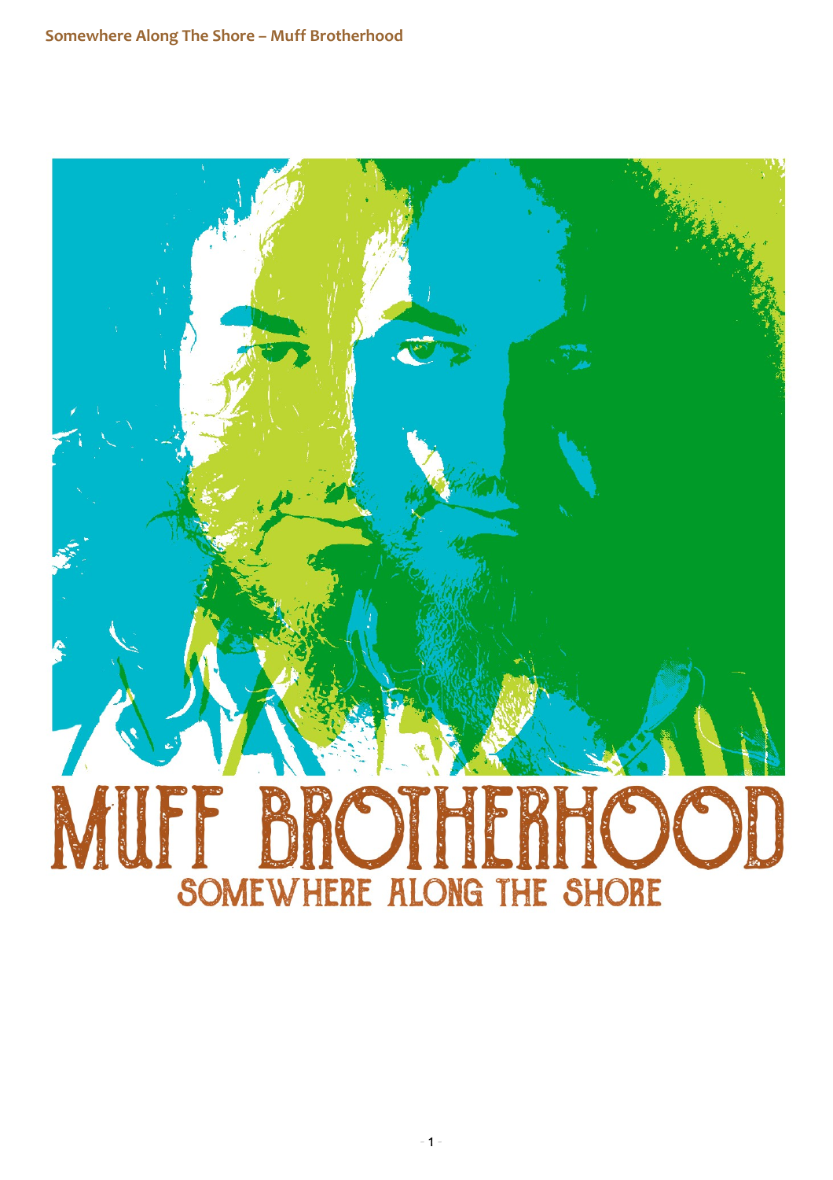# MUFF BROTHERHOOD

## SOMEWHERE ALONG THE SHORE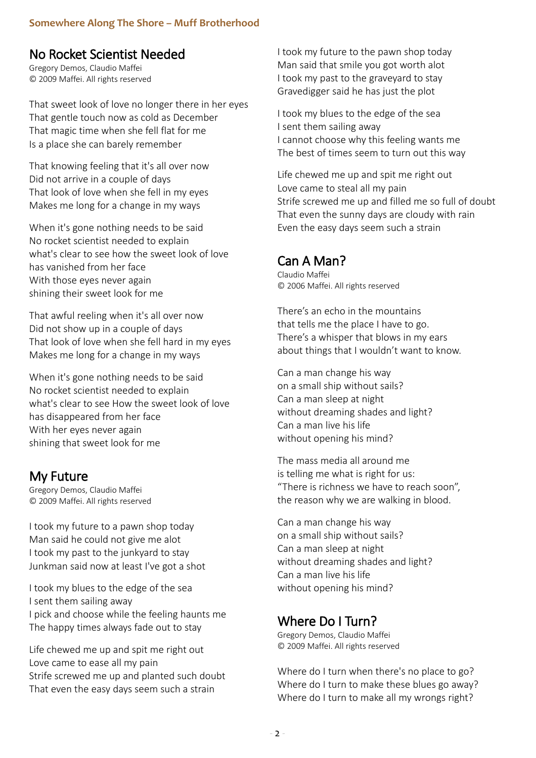## No Rocket Scientist Needed

Gregory Demos, Claudio Maffei
© 2009 Maffei. All rights reserved

That sweet look of love no longer there in her eyes
That gentle touch now as cold as December
That magic time when she fell flat for me
Is a place she can barely remember

That knowing feeling that it's all over now
Did not arrive in a couple of days
That look of love when she fell in my eyes
Makes me long for a change in my ways

When it's gone nothing needs to be said
No rocket scientist needed to explain
what's clear to see how the sweet look of love
has vanished from her face
With those eyes never again
shining their sweet look for me

That awful reeling when it's all over now
Did not show up in a couple of days
That look of love when she fell hard in my eyes
Makes me long for a change in my ways

When it's gone nothing needs to be said
No rocket scientist needed to explain
what's clear to see How the sweet look of love
has disappeared from her face
With her eyes never again
shining that sweet look for me

## My Future

Gregory Demos, Claudio Maffei
© 2009 Maffei. All rights reserved

I took my future to a pawn shop today
Man said he could not give me alot
I took my past to the junkyard to stay
Junkman said now at least I've got a shot

I took my blues to the edge of the sea
I sent them sailing away
I pick and choose while the feeling haunts me
The happy times always fade out to stay

Life chewed me up and spit me right out
Love came to ease all my pain
Strife screwed me up and planted such doubt
That even the easy days seem such a strain

I took my future to the pawn shop today
Man said that smile you got worth alot
I took my past to the graveyard to stay
Gravedigger said he has just the plot

I took my blues to the edge of the sea
I sent them sailing away
I cannot choose why this feeling wants me
The best of times seem to turn out this way

Life chewed me up and spit me right out
Love came to steal all my pain
Strife screwed me up and filled me so full of doubt
That even the sunny days are cloudy with rain
Even the easy days seem such a strain

## Can A Man?

Claudio Maffei
© 2006 Maffei. All rights reserved

There's an echo in the mountains
that tells me the place I have to go.
There's a whisper that blows in my ears
about things that I wouldn't want to know.

Can a man change his way
on a small ship without sails?
Can a man sleep at night
without dreaming shades and light?
Can a man live his life
without opening his mind?

The mass media all around me
is telling me what is right for us:
"There is richness we have to reach soon",
the reason why we are walking in blood.

Can a man change his way
on a small ship without sails?
Can a man sleep at night
without dreaming shades and light?
Can a man live his life
without opening his mind?

## Where Do I Turn?

Gregory Demos, Claudio Maffei
© 2009 Maffei. All rights reserved

Where do I turn when there's no place to go?
Where do I turn to make these blues go away?
Where do I turn to make all my wrongs right?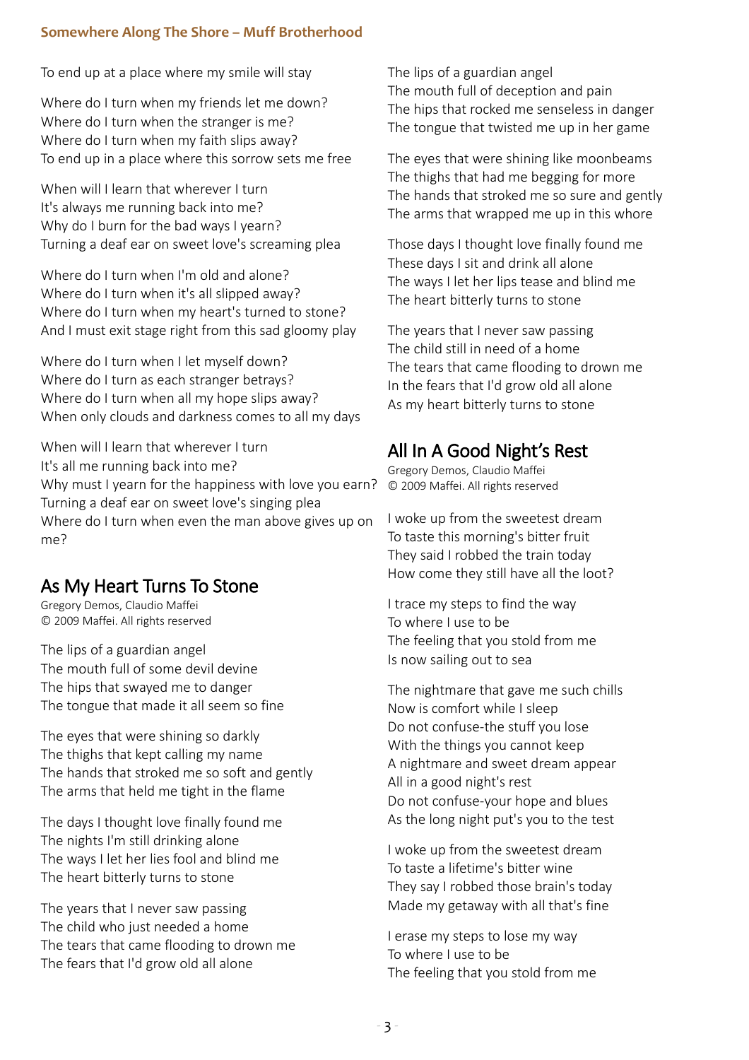To end up at a place where my smile will stay

Where do I turn when my friends let me down?
Where do I turn when the stranger is me?
Where do I turn when my faith slips away?
To end up in a place where this sorrow sets me free

When will I learn that wherever I turn
It's always me running back into me?
Why do I burn for the bad ways I yearn?
Turning a deaf ear on sweet love's screaming plea

Where do I turn when I'm old and alone?
Where do I turn when it's all slipped away?
Where do I turn when my heart's turned to stone?
And I must exit stage right from this sad gloomy play

Where do I turn when I let myself down?
Where do I turn as each stranger betrays?
Where do I turn when all my hope slips away?
When only clouds and darkness comes to all my days

When will I learn that wherever I turn
It's all me running back into me?
Why must I yearn for the happiness with love you earn?
Turning a deaf ear on sweet love's singing plea
Where do I turn when even the man above gives up on me?

## As My Heart Turns To Stone

Gregory Demos, Claudio Maffei
© 2009 Maffei. All rights reserved

The lips of a guardian angel
The mouth full of some devil devine
The hips that swayed me to danger
The tongue that made it all seem so fine

The eyes that were shining so darkly
The thighs that kept calling my name
The hands that stroked me so soft and gently
The arms that held me tight in the flame

The days I thought love finally found me
The nights I'm still drinking alone
The ways I let her lies fool and blind me
The heart bitterly turns to stone

The years that I never saw passing
The child who just needed a home
The tears that came flooding to drown me
The fears that I'd grow old all alone

The lips of a guardian angel
The mouth full of deception and pain
The hips that rocked me senseless in danger
The tongue that twisted me up in her game

The eyes that were shining like moonbeams
The thighs that had me begging for more
The hands that stroked me so sure and gently
The arms that wrapped me up in this whore

Those days I thought love finally found me
These days I sit and drink all alone
The ways I let her lips tease and blind me
The heart bitterly turns to stone

The years that I never saw passing
The child still in need of a home
The tears that came flooding to drown me
In the fears that I'd grow old all alone
As my heart bitterly turns to stone

## All In A Good Night's Rest

Gregory Demos, Claudio Maffei
© 2009 Maffei. All rights reserved

I woke up from the sweetest dream
To taste this morning's bitter fruit
They said I robbed the train today
How come they still have all the loot?

I trace my steps to find the way
To where I use to be
The feeling that you stold from me
Is now sailing out to sea

The nightmare that gave me such chills
Now is comfort while I sleep
Do not confuse-the stuff you lose
With the things you cannot keep
A nightmare and sweet dream appear
All in a good night's rest
Do not confuse-your hope and blues
As the long night put's you to the test

I woke up from the sweetest dream
To taste a lifetime's bitter wine
They say I robbed those brain's today
Made my getaway with all that's fine

I erase my steps to lose my way
To where I use to be
The feeling that you stold from me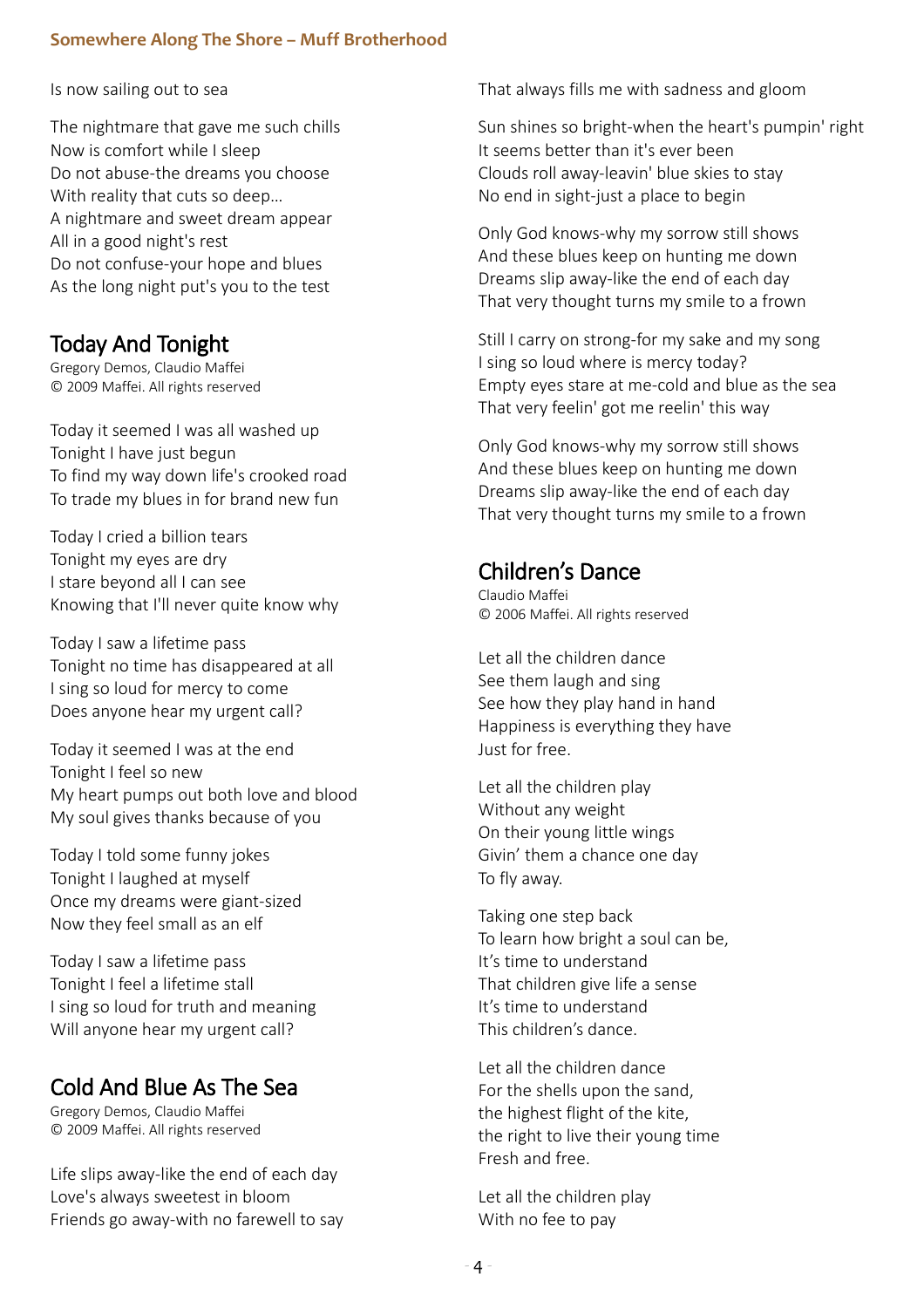Is now sailing out to sea

The nightmare that gave me such chills
Now is comfort while I sleep
Do not abuse-the dreams you choose
With reality that cuts so deep…
A nightmare and sweet dream appear
All in a good night's rest
Do not confuse-your hope and blues
As the long night put's you to the test

## Today And Tonight

Gregory Demos, Claudio Maffei
© 2009 Maffei. All rights reserved

Today it seemed I was all washed up
Tonight I have just begun
To find my way down life's crooked road
To trade my blues in for brand new fun

Today I cried a billion tears
Tonight my eyes are dry
I stare beyond all I can see
Knowing that I'll never quite know why

Today I saw a lifetime pass
Tonight no time has disappeared at all
I sing so loud for mercy to come
Does anyone hear my urgent call?

Today it seemed I was at the end
Tonight I feel so new
My heart pumps out both love and blood
My soul gives thanks because of you

Today I told some funny jokes
Tonight I laughed at myself
Once my dreams were giant-sized
Now they feel small as an elf

Today I saw a lifetime pass
Tonight I feel a lifetime stall
I sing so loud for truth and meaning
Will anyone hear my urgent call?

## Cold And Blue As The Sea

Gregory Demos, Claudio Maffei
© 2009 Maffei. All rights reserved

Life slips away-like the end of each day
Love's always sweetest in bloom
Friends go away-with no farewell to say
That always fills me with sadness and gloom

Sun shines so bright-when the heart's pumpin' right
It seems better than it's ever been
Clouds roll away-leavin' blue skies to stay
No end in sight-just a place to begin

Only God knows-why my sorrow still shows
And these blues keep on hunting me down
Dreams slip away-like the end of each day
That very thought turns my smile to a frown

Still I carry on strong-for my sake and my song
I sing so loud where is mercy today?
Empty eyes stare at me-cold and blue as the sea
That very feelin' got me reelin' this way

Only God knows-why my sorrow still shows
And these blues keep on hunting me down
Dreams slip away-like the end of each day
That very thought turns my smile to a frown

## Children's Dance

Claudio Maffei
© 2006 Maffei. All rights reserved

Let all the children dance
See them laugh and sing
See how they play hand in hand
Happiness is everything they have
Just for free.

Let all the children play
Without any weight
On their young little wings
Givin' them a chance one day
To fly away.

Taking one step back
To learn how bright a soul can be,
It's time to understand
That children give life a sense
It's time to understand
This children's dance.

Let all the children dance
For the shells upon the sand,
the highest flight of the kite,
the right to live their young time
Fresh and free.

Let all the children play
With no fee to pay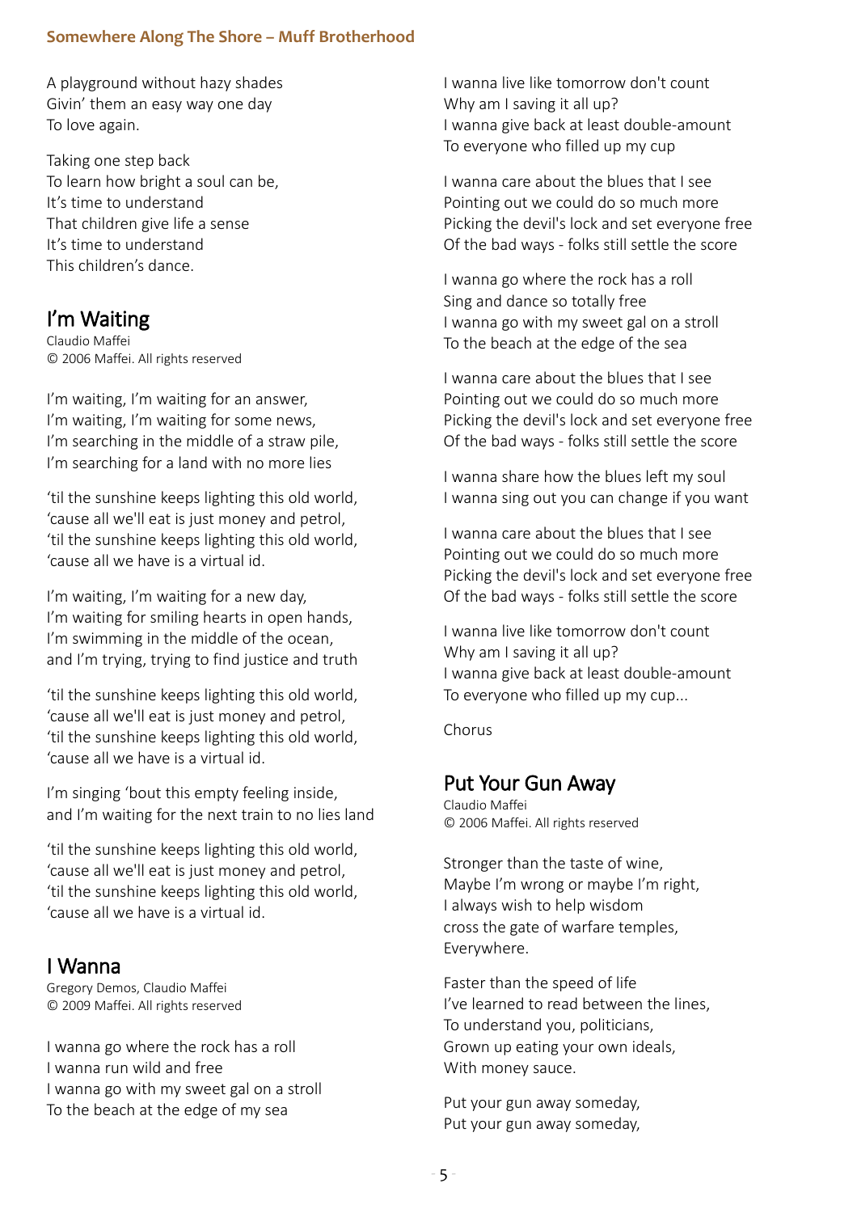A playground without hazy shades
Givin' them an easy way one day
To love again.

Taking one step back
To learn how bright a soul can be,
It's time to understand
That children give life a sense
It's time to understand
This children's dance.

## I'm Waiting

Claudio Maffei
© 2006 Maffei. All rights reserved

I'm waiting, I'm waiting for an answer,
I'm waiting, I'm waiting for some news,
I'm searching in the middle of a straw pile,
I'm searching for a land with no more lies

'til the sunshine keeps lighting this old world,
'cause all we'll eat is just money and petrol,
'til the sunshine keeps lighting this old world,
'cause all we have is a virtual id.

I'm waiting, I'm waiting for a new day,
I'm waiting for smiling hearts in open hands,
I'm swimming in the middle of the ocean,
and I'm trying, trying to find justice and truth

'til the sunshine keeps lighting this old world,
'cause all we'll eat is just money and petrol,
'til the sunshine keeps lighting this old world,
'cause all we have is a virtual id.

I'm singing 'bout this empty feeling inside,
and I'm waiting for the next train to no lies land

'til the sunshine keeps lighting this old world,
'cause all we'll eat is just money and petrol,
'til the sunshine keeps lighting this old world,
'cause all we have is a virtual id.

## I Wanna

Gregory Demos, Claudio Maffei
© 2009 Maffei. All rights reserved

I wanna go where the rock has a roll
I wanna run wild and free
I wanna go with my sweet gal on a stroll
To the beach at the edge of my sea

I wanna live like tomorrow don't count
Why am I saving it all up?
I wanna give back at least double-amount
To everyone who filled up my cup

I wanna care about the blues that I see
Pointing out we could do so much more
Picking the devil's lock and set everyone free
Of the bad ways - folks still settle the score

I wanna go where the rock has a roll
Sing and dance so totally free
I wanna go with my sweet gal on a stroll
To the beach at the edge of the sea

I wanna care about the blues that I see
Pointing out we could do so much more
Picking the devil's lock and set everyone free
Of the bad ways - folks still settle the score

I wanna share how the blues left my soul
I wanna sing out you can change if you want

I wanna care about the blues that I see
Pointing out we could do so much more
Picking the devil's lock and set everyone free
Of the bad ways - folks still settle the score

I wanna live like tomorrow don't count
Why am I saving it all up?
I wanna give back at least double-amount
To everyone who filled up my cup...

Chorus

## Put Your Gun Away

Claudio Maffei
© 2006 Maffei. All rights reserved

Stronger than the taste of wine,
Maybe I'm wrong or maybe I'm right,
I always wish to help wisdom
cross the gate of warfare temples,
Everywhere.

Faster than the speed of life
I've learned to read between the lines,
To understand you, politicians,
Grown up eating your own ideals,
With money sauce.

Put your gun away someday,
Put your gun away someday,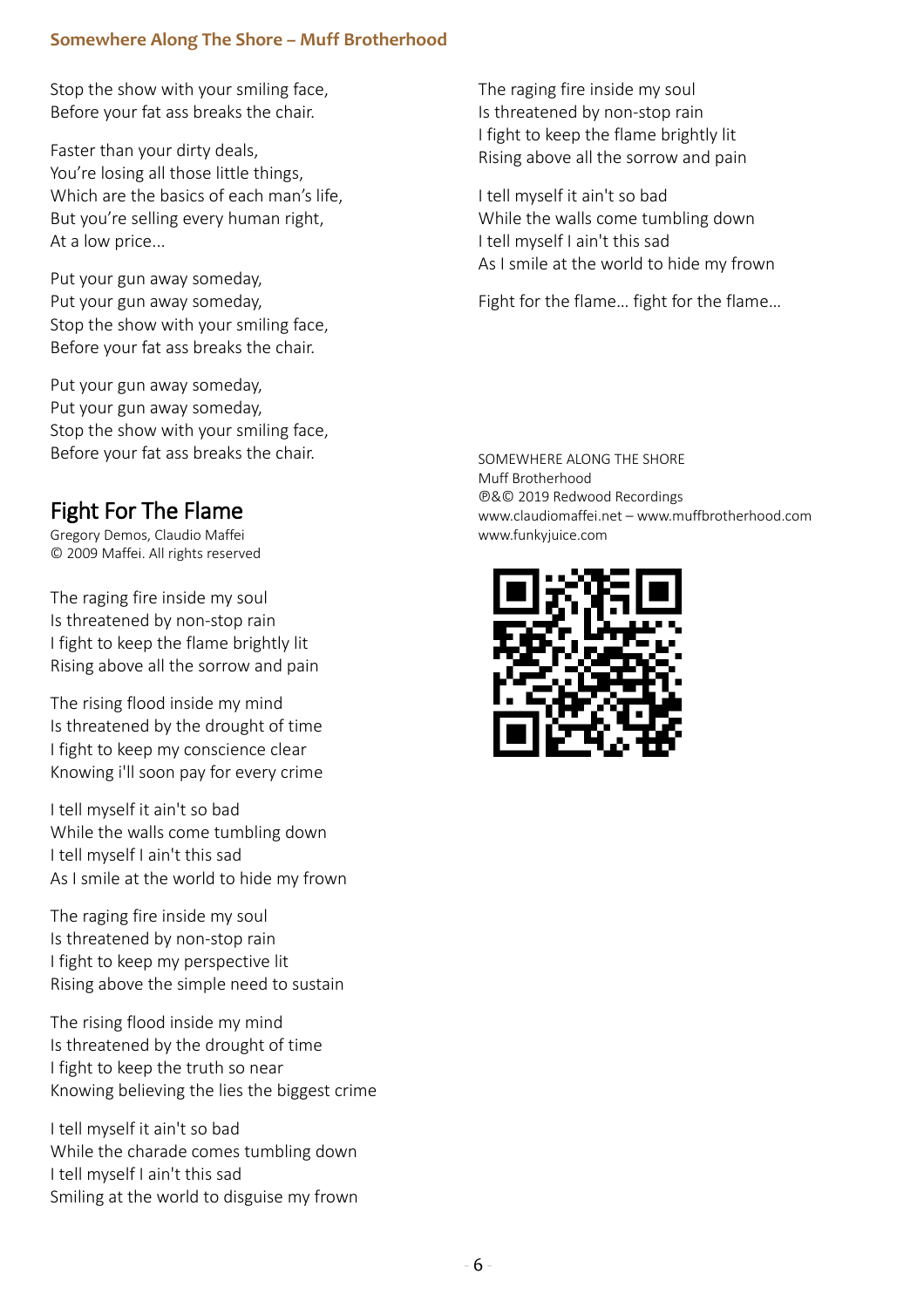Stop the show with your smiling face,
Before your fat ass breaks the chair.

Faster than your dirty deals,
You're losing all those little things,
Which are the basics of each man's life,
But you're selling every human right,
At a low price...

Put your gun away someday,
Put your gun away someday,
Stop the show with your smiling face,
Before your fat ass breaks the chair.

Put your gun away someday,
Put your gun away someday,
Stop the show with your smiling face,
Before your fat ass breaks the chair.

## Fight For The Flame

Gregory Demos, Claudio Maffei
© 2009 Maffei. All rights reserved

The raging fire inside my soul
Is threatened by non-stop rain
I fight to keep the flame brightly lit
Rising above all the sorrow and pain

The rising flood inside my mind
Is threatened by the drought of time
I fight to keep my conscience clear
Knowing i'll soon pay for every crime

I tell myself it ain't so bad
While the walls come tumbling down
I tell myself I ain't this sad
As I smile at the world to hide my frown

The raging fire inside my soul
Is threatened by non-stop rain
I fight to keep my perspective lit
Rising above the simple need to sustain

The rising flood inside my mind
Is threatened by the drought of time
I fight to keep the truth so near
Knowing believing the lies the biggest crime

I tell myself it ain't so bad
While the charade comes tumbling down
I tell myself I ain't this sad
Smiling at the world to disguise my frown

The raging fire inside my soul
Is threatened by non-stop rain
I fight to keep the flame brightly lit
Rising above all the sorrow and pain

I tell myself it ain't so bad
While the walls come tumbling down
I tell myself I ain't this sad
As I smile at the world to hide my frown

Fight for the flame... fight for the flame...

SOMEWHERE ALONG THE SHORE
Muff Brotherhood
℗&© 2019 Redwood Recordings
www.claudiomaffei.net – www.muffbrotherhood.com
www.funkyjuice.com